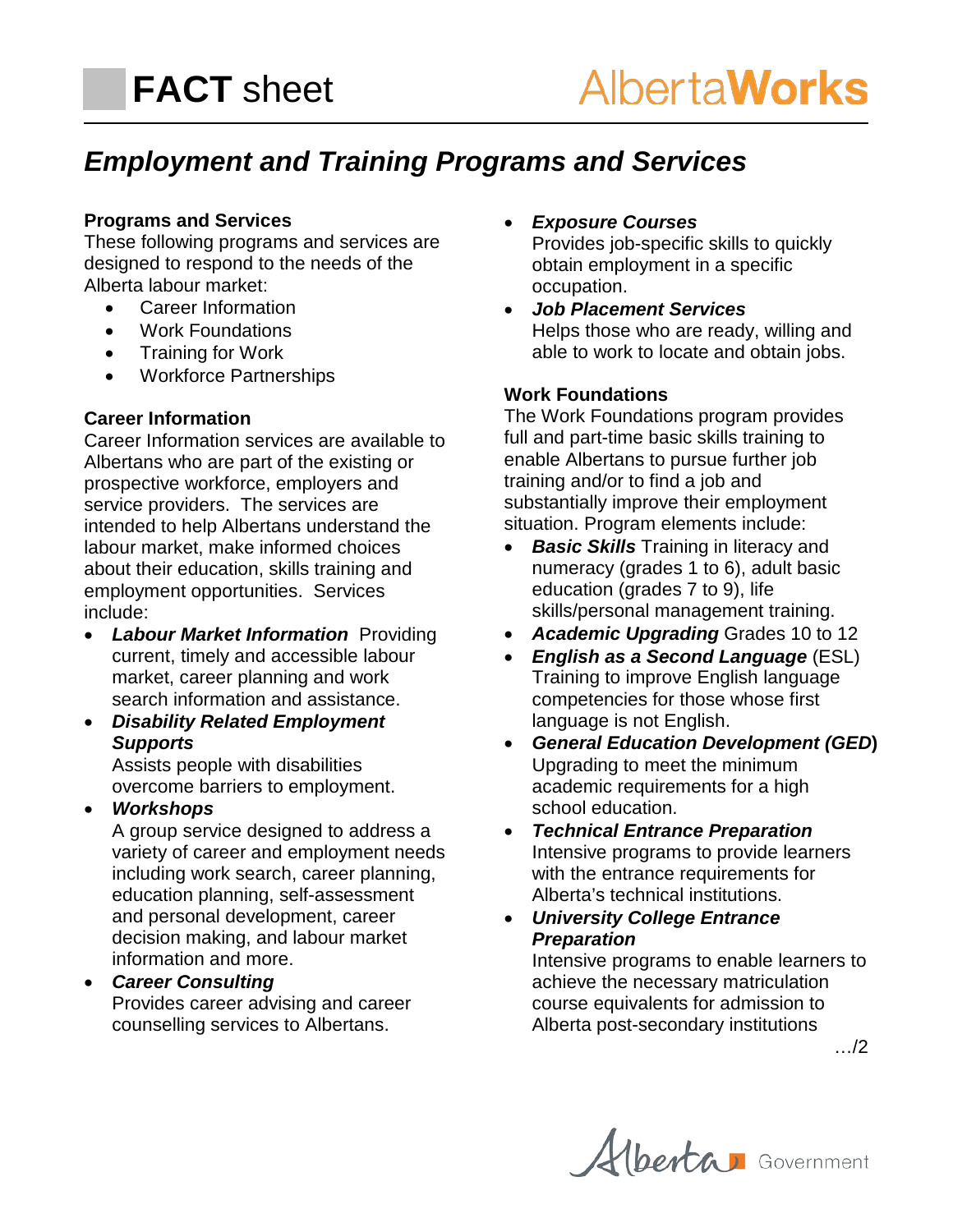# FACT sheet

AlbertaWorks

## *Employment and Training Programs and Services*

### Programs and Services

These following programs and services are designed to respond to the needs of the Alberta labour market:

- Career Information
- Work Foundations
- Training for Work
- Workforce Partnerships

### Career Information

Career Information services are available to Albertans who are part of the existing or prospective workforce, employers and service providers. The services are intended to help Albertans understand the labour market, make informed choices about their education, skills training and employment opportunities. Services include:

- ***Labour Market Information*** Providing current, timely and accessible labour market, career planning and work search information and assistance.
- ***Disability Related Employment Supports***
  Assists people with disabilities overcome barriers to employment.
- ***Workshops***
  A group service designed to address a variety of career and employment needs including work search, career planning, education planning, self-assessment and personal development, career decision making, and labour market information and more.
- ***Career Consulting***
  Provides career advising and career counselling services to Albertans.
- ***Exposure Courses***
  Provides job-specific skills to quickly obtain employment in a specific occupation.
- ***Job Placement Services***
  Helps those who are ready, willing and able to work to locate and obtain jobs.

### Work Foundations

The Work Foundations program provides full and part-time basic skills training to enable Albertans to pursue further job training and/or to find a job and substantially improve their employment situation. Program elements include:

- ***Basic Skills*** Training in literacy and numeracy (grades 1 to 6), adult basic education (grades 7 to 9), life skills/personal management training.
- ***Academic Upgrading*** Grades 10 to 12
- ***English as a Second Language*** (ESL) Training to improve English language competencies for those whose first language is not English.
- ***General Education Development (GED)***
  Upgrading to meet the minimum academic requirements for a high school education.
- ***Technical Entrance Preparation***
  Intensive programs to provide learners with the entrance requirements for Alberta's technical institutions.
- ***University College Entrance Preparation***
  Intensive programs to enable learners to achieve the necessary matriculation course equivalents for admission to Alberta post-secondary institutions

…/2

Alberta Government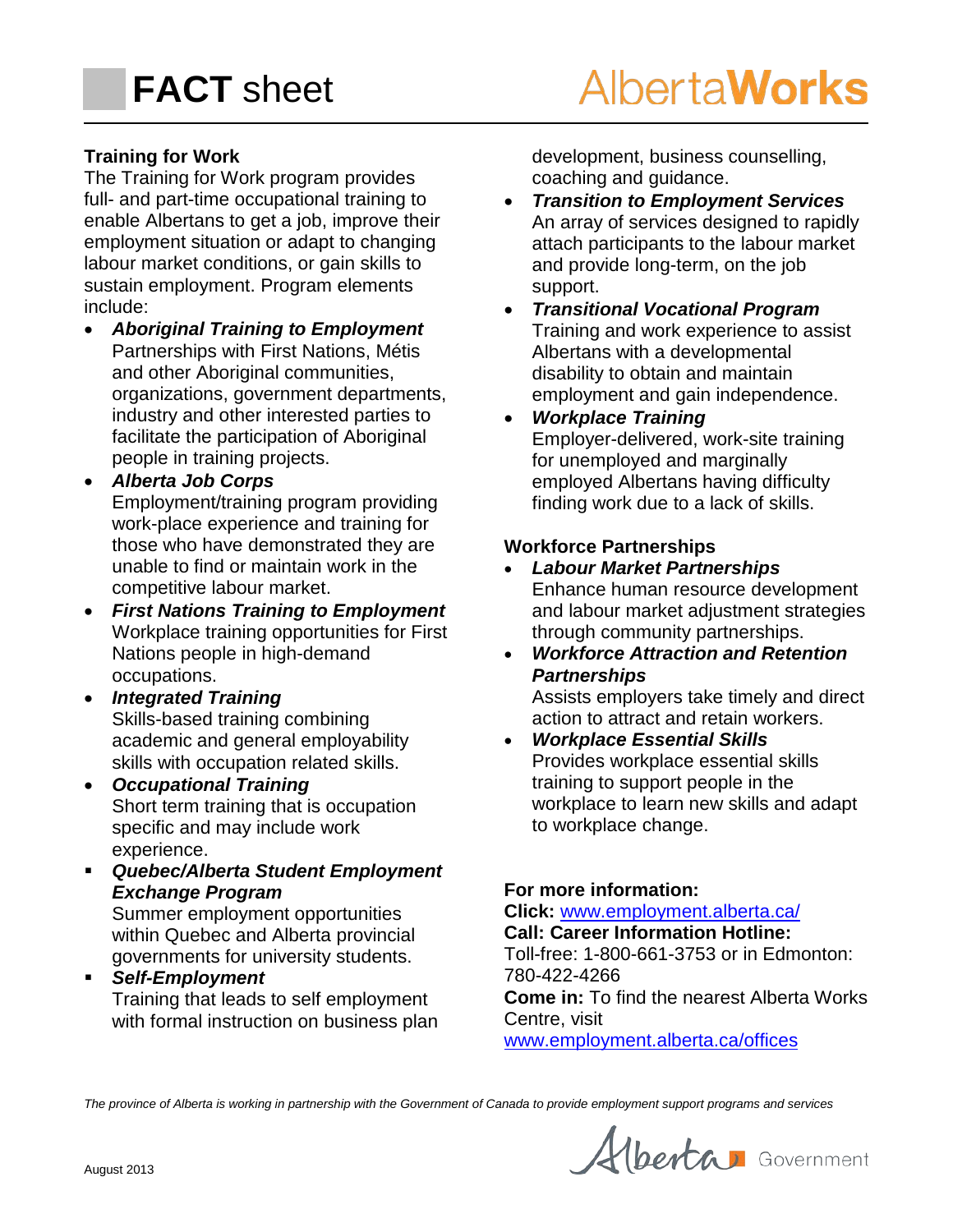# FACT sheet

AlbertaWorks

**Training for Work**

The Training for Work program provides full- and part-time occupational training to enable Albertans to get a job, improve their employment situation or adapt to changing labour market conditions, or gain skills to sustain employment. Program elements include:

- ***Aboriginal Training to Employment***
  Partnerships with First Nations, Métis and other Aboriginal communities, organizations, government departments, industry and other interested parties to facilitate the participation of Aboriginal people in training projects.
- ***Alberta Job Corps***
  Employment/training program providing work-place experience and training for those who have demonstrated they are unable to find or maintain work in the competitive labour market.
- ***First Nations Training to Employment***
  Workplace training opportunities for First Nations people in high-demand occupations.
- ***Integrated Training***
  Skills-based training combining academic and general employability skills with occupation related skills.
- ***Occupational Training***
  Short term training that is occupation specific and may include work experience.
- ***Quebec/Alberta Student Employment Exchange Program***
  Summer employment opportunities within Quebec and Alberta provincial governments for university students.
- ***Self-Employment***
  Training that leads to self employment with formal instruction on business plan development, business counselling, coaching and guidance.
- ***Transition to Employment Services***
  An array of services designed to rapidly attach participants to the labour market and provide long-term, on the job support.
- ***Transitional Vocational Program***
  Training and work experience to assist Albertans with a developmental disability to obtain and maintain employment and gain independence.
- ***Workplace Training***
  Employer-delivered, work-site training for unemployed and marginally employed Albertans having difficulty finding work due to a lack of skills.

**Workforce Partnerships**

- ***Labour Market Partnerships***
  Enhance human resource development and labour market adjustment strategies through community partnerships.
- ***Workforce Attraction and Retention Partnerships***
  Assists employers take timely and direct action to attract and retain workers.
- ***Workplace Essential Skills***
  Provides workplace essential skills training to support people in the workplace to learn new skills and adapt to workplace change.

**For more information:**
**Click:** www.employment.alberta.ca/
**Call: Career Information Hotline:**
Toll-free: 1-800-661-3753 or in Edmonton: 780-422-4266
**Come in:** To find the nearest Alberta Works Centre, visit www.employment.alberta.ca/offices

*The province of Alberta is working in partnership with the Government of Canada to provide employment support programs and services*

August 2013

Alberta Government